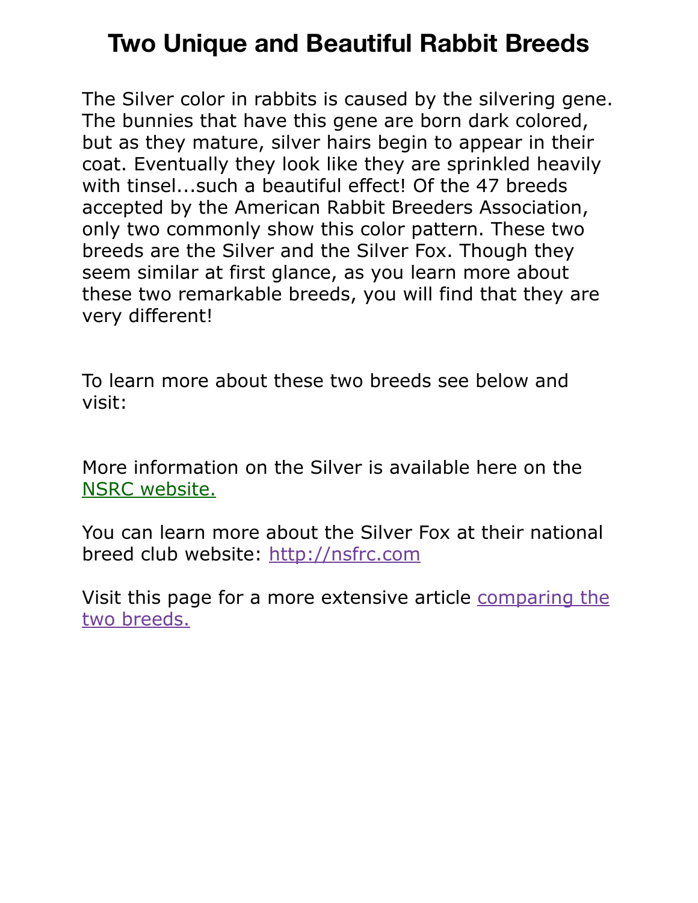# Two Unique and Beautiful Rabbit Breeds

The Silver color in rabbits is caused by the silvering gene. The bunnies that have this gene are born dark colored, but as they mature, silver hairs begin to appear in their coat. Eventually they look like they are sprinkled heavily with tinsel...such a beautiful effect! Of the 47 breeds accepted by the American Rabbit Breeders Association, only two commonly show this color pattern. These two breeds are the Silver and the Silver Fox. Though they seem similar at first glance, as you learn more about these two remarkable breeds, you will find that they are very different!

To learn more about these two breeds see below and visit:

More information on the Silver is available here on the NSRC website.

You can learn more about the Silver Fox at their national breed club website: http://nsfrc.com

Visit this page for a more extensive article comparing the two breeds.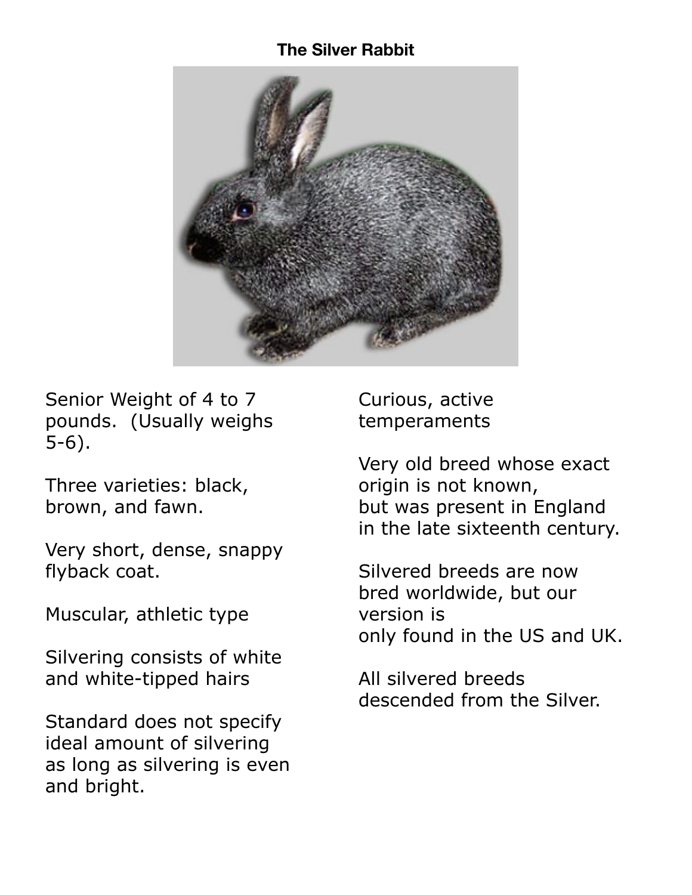# The Silver Rabbit

Senior Weight of 4 to 7 pounds. (Usually weighs 5-6).

Three varieties: black, brown, and fawn.

Very short, dense, snappy flyback coat.

Muscular, athletic type

Silvering consists of white and white-tipped hairs

Standard does not specify ideal amount of silvering as long as silvering is even and bright.

Curious, active temperaments

Very old breed whose exact origin is not known, but was present in England in the late sixteenth century.

Silvered breeds are now bred worldwide, but our version is only found in the US and UK.

All silvered breeds descended from the Silver.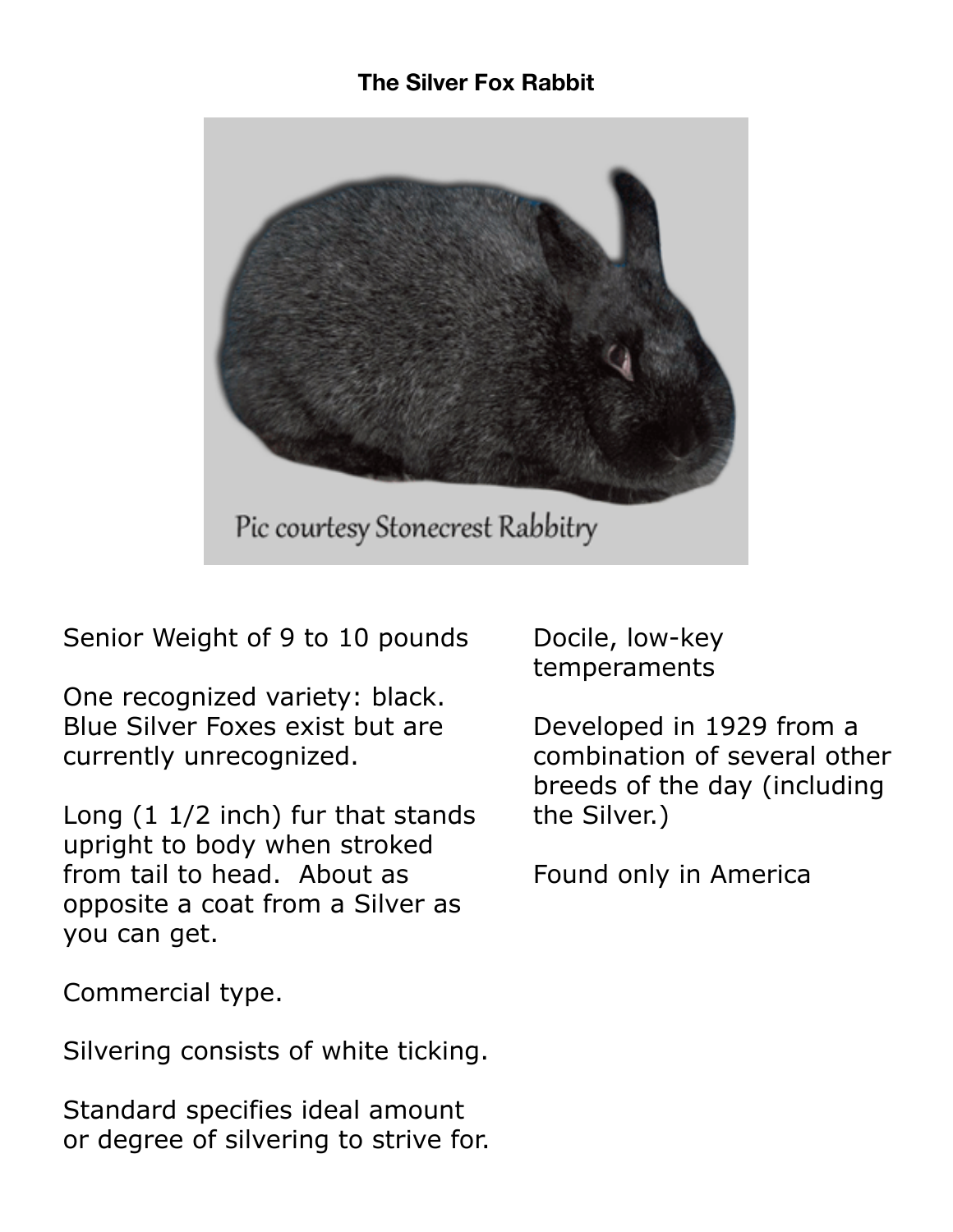**The Silver Fox Rabbit**

Pic courtesy Stonecrest Rabbitry

Senior Weight of 9 to 10 pounds

One recognized variety: black. Blue Silver Foxes exist but are currently unrecognized.

Long (1 1/2 inch) fur that stands upright to body when stroked from tail to head. About as opposite a coat from a Silver as you can get.

Commercial type.

Silvering consists of white ticking.

Standard specifies ideal amount or degree of silvering to strive for.

Docile, low-key temperaments

Developed in 1929 from a combination of several other breeds of the day (including the Silver.)

Found only in America